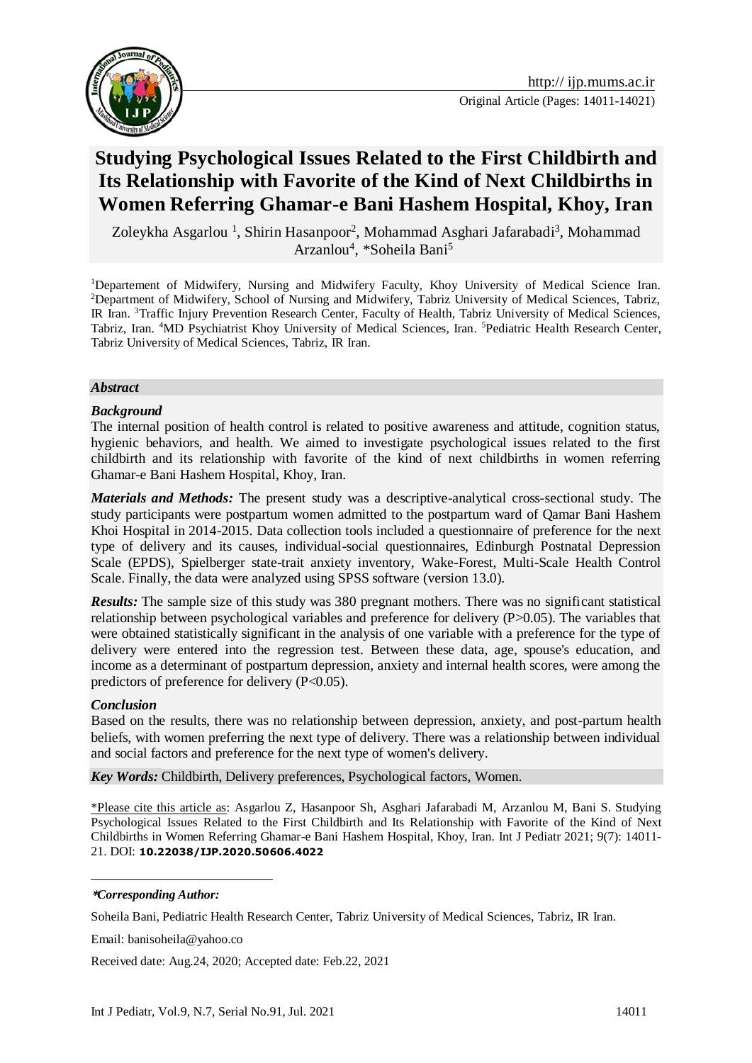Original Article (Pages: 14011-14021)

# Studying Psychological Issues Related to the First Childbirth and Its Relationship with Favorite of the Kind of Next Childbirths in Women Referring Ghamar-e Bani Hashem Hospital, Khoy, Iran

Zoleykha Asgarlou [1], Shirin Hasanpoor[2], Mohammad Asghari Jafarabadi[3], Mohammad Arzanlou[4], *Soheila Bani[5]

[1]Departement of Midwifery, Nursing and Midwifery Faculty, Khoy University of Medical Science Iran. [2]Department of Midwifery, School of Nursing and Midwifery, Tabriz University of Medical Sciences, Tabriz, IR Iran. [3]Traffic Injury Prevention Research Center, Faculty of Health, Tabriz University of Medical Sciences, Tabriz, Iran. [4]MD Psychiatrist Khoy University of Medical Sciences, Iran. [5]Pediatric Health Research Center, Tabriz University of Medical Sciences, Tabriz, IR Iran.

### *Abstract*

***Background***

The internal position of health control is related to positive awareness and attitude, cognition status, hygienic behaviors, and health. We aimed to investigate psychological issues related to the first childbirth and its relationship with favorite of the kind of next childbirths in women referring Ghamar-e Bani Hashem Hospital, Khoy, Iran.

***Materials and Methods:*** The present study was a descriptive-analytical cross-sectional study. The study participants were postpartum women admitted to the postpartum ward of Qamar Bani Hashem Khoi Hospital in 2014-2015. Data collection tools included a questionnaire of preference for the next type of delivery and its causes, individual-social questionnaires, Edinburgh Postnatal Depression Scale (EPDS), Spielberger state-trait anxiety inventory, Wake-Forest, Multi-Scale Health Control Scale. Finally, the data were analyzed using SPSS software (version 13.0).

***Results:*** The sample size of this study was 380 pregnant mothers. There was no significant statistical relationship between psychological variables and preference for delivery ($P>0.05$). The variables that were obtained statistically significant in the analysis of one variable with a preference for the type of delivery were entered into the regression test. Between these data, age, spouse's education, and income as a determinant of postpartum depression, anxiety and internal health scores, were among the predictors of preference for delivery ($P<0.05$).

***Conclusion***

Based on the results, there was no relationship between depression, anxiety, and post-partum health beliefs, with women preferring the next type of delivery. There was a relationship between individual and social factors and preference for the next type of women's delivery.

***Key Words:*** Childbirth, Delivery preferences, Psychological factors, Women.

\*Please cite this article as: Asgarlou Z, Hasanpoor Sh, Asghari Jafarabadi M, Arzanlou M, Bani S. Studying Psychological Issues Related to the First Childbirth and Its Relationship with Favorite of the Kind of Next Childbirths in Women Referring Ghamar-e Bani Hashem Hospital, Khoy, Iran. Int J Pediatr 2021; 9(7): 14011-21. DOI: **10.22038/IJP.2020.50606.4022**

---

***\*Corresponding Author:***

Soheila Bani, Pediatric Health Research Center, Tabriz University of Medical Sciences, Tabriz, IR Iran.

Email: banisoheila@yahoo.co

Received date: Aug.24, 2020; Accepted date: Feb.22, 2021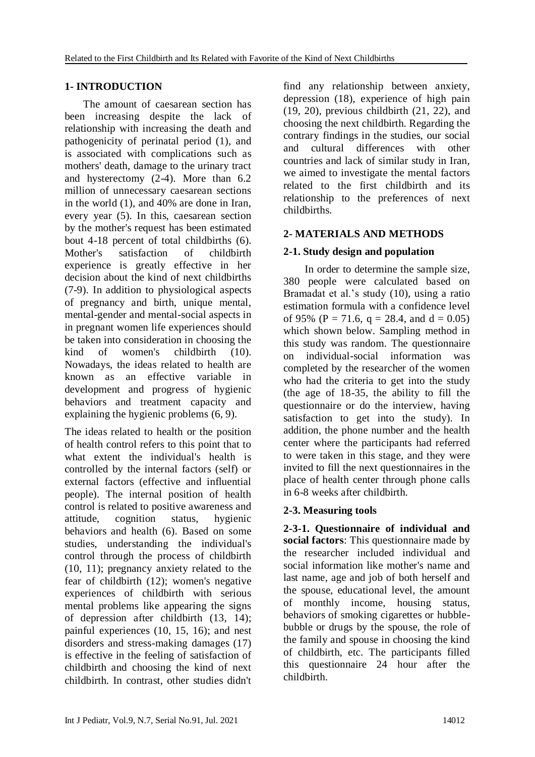## 1- INTRODUCTION

The amount of caesarean section has been increasing despite the lack of relationship with increasing the death and pathogenicity of perinatal period (1), and is associated with complications such as mothers' death, damage to the urinary tract and hysterectomy (2-4). More than 6.2 million of unnecessary caesarean sections in the world (1), and 40% are done in Iran, every year (5). In this, caesarean section by the mother's request has been estimated bout 4-18 percent of total childbirths (6). Mother's satisfaction of childbirth experience is greatly effective in her decision about the kind of next childbirths (7-9). In addition to physiological aspects of pregnancy and birth, unique mental, mental-gender and mental-social aspects in in pregnant women life experiences should be taken into consideration in choosing the kind of women's childbirth (10). Nowadays, the ideas related to health are known as an effective variable in development and progress of hygienic behaviors and treatment capacity and explaining the hygienic problems (6, 9).

The ideas related to health or the position of health control refers to this point that to what extent the individual's health is controlled by the internal factors (self) or external factors (effective and influential people). The internal position of health control is related to positive awareness and attitude, cognition status, hygienic behaviors and health (6). Based on some studies, understanding the individual's control through the process of childbirth (10, 11); pregnancy anxiety related to the fear of childbirth (12); women's negative experiences of childbirth with serious mental problems like appearing the signs of depression after childbirth (13, 14); painful experiences (10, 15, 16); and nest disorders and stress-making damages (17) is effective in the feeling of satisfaction of childbirth and choosing the kind of next childbirth. In contrast, other studies didn't find any relationship between anxiety, depression (18), experience of high pain (19, 20), previous childbirth (21, 22), and choosing the next childbirth. Regarding the contrary findings in the studies, our social and cultural differences with other countries and lack of similar study in Iran, we aimed to investigate the mental factors related to the first childbirth and its relationship to the preferences of next childbirths.

## 2- MATERIALS AND METHODS

### 2-1. Study design and population

In order to determine the sample size, 380 people were calculated based on Bramadat et al.'s study (10), using a ratio estimation formula with a confidence level of 95% ($P = 71.6$, $q = 28.4$, and $d = 0.05$) which shown below. Sampling method in this study was random. The questionnaire on individual-social information was completed by the researcher of the women who had the criteria to get into the study (the age of 18-35, the ability to fill the questionnaire or do the interview, having satisfaction to get into the study). In addition, the phone number and the health center where the participants had referred to were taken in this stage, and they were invited to fill the next questionnaires in the place of health center through phone calls in 6-8 weeks after childbirth.

### 2-3. Measuring tools

**2-3-1. Questionnaire of individual and social factors**: This questionnaire made by the researcher included individual and social information like mother's name and last name, age and job of both herself and the spouse, educational level, the amount of monthly income, housing status, behaviors of smoking cigarettes or hubble-bubble or drugs by the spouse, the role of the family and spouse in choosing the kind of childbirth, etc. The participants filled this questionnaire 24 hour after the childbirth.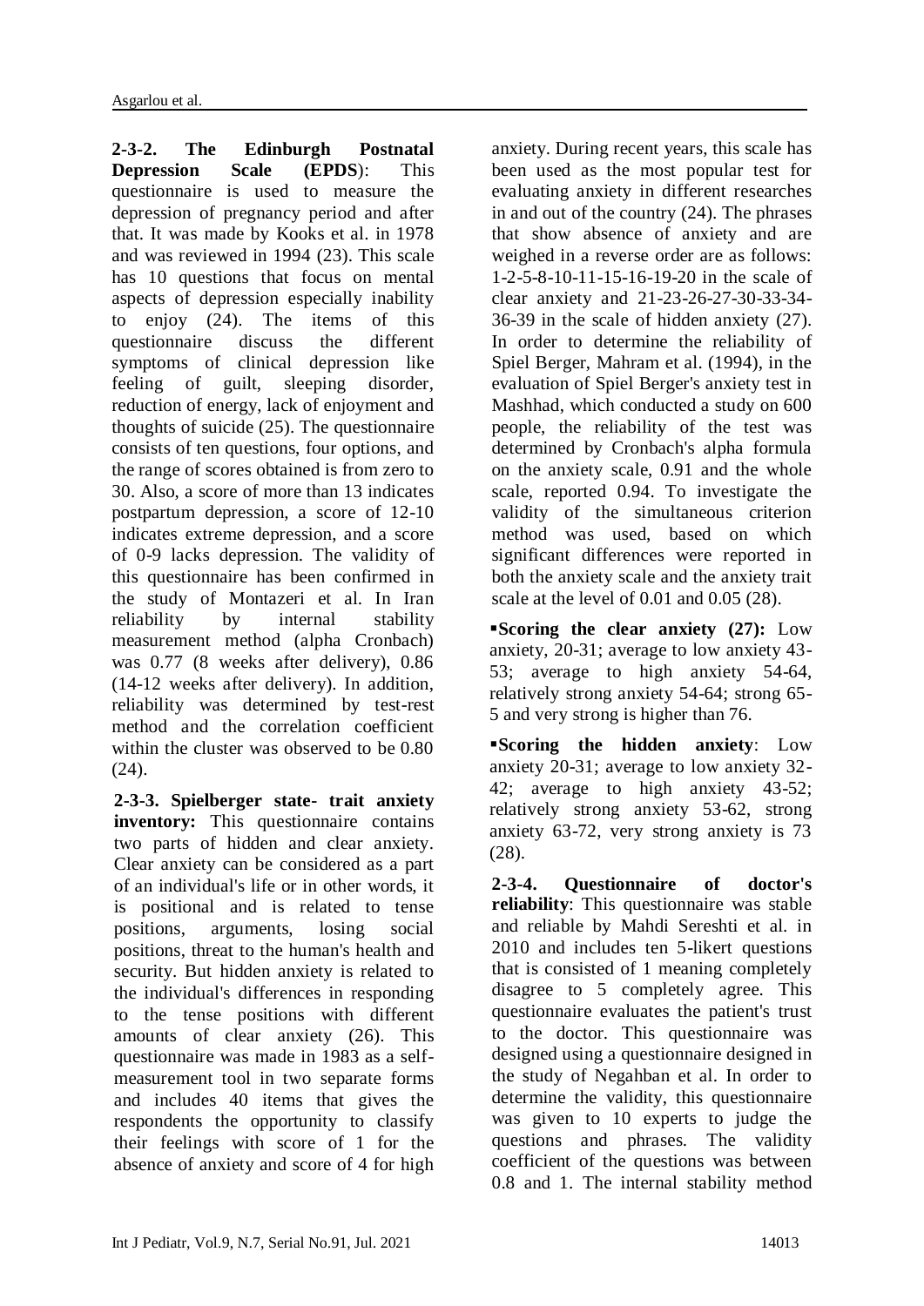**2-3-2. The Edinburgh Postnatal Depression Scale (EPDS)**: This questionnaire is used to measure the depression of pregnancy period and after that. It was made by Kooks et al. in 1978 and was reviewed in 1994 (23). This scale has 10 questions that focus on mental aspects of depression especially inability to enjoy (24). The items of this questionnaire discuss the different symptoms of clinical depression like feeling of guilt, sleeping disorder, reduction of energy, lack of enjoyment and thoughts of suicide (25). The questionnaire consists of ten questions, four options, and the range of scores obtained is from zero to 30. Also, a score of more than 13 indicates postpartum depression, a score of 12-10 indicates extreme depression, and a score of 0-9 lacks depression. The validity of this questionnaire has been confirmed in the study of Montazeri et al. In Iran reliability by internal stability measurement method (alpha Cronbach) was 0.77 (8 weeks after delivery), 0.86 (14-12 weeks after delivery). In addition, reliability was determined by test-rest method and the correlation coefficient within the cluster was observed to be 0.80 (24).

**2-3-3. Spielberger state- trait anxiety inventory:** This questionnaire contains two parts of hidden and clear anxiety. Clear anxiety can be considered as a part of an individual's life or in other words, it is positional and is related to tense positions, arguments, losing social positions, threat to the human's health and security. But hidden anxiety is related to the individual's differences in responding to the tense positions with different amounts of clear anxiety (26). This questionnaire was made in 1983 as a self-measurement tool in two separate forms and includes 40 items that gives the respondents the opportunity to classify their feelings with score of 1 for the absence of anxiety and score of 4 for high anxiety. During recent years, this scale has been used as the most popular test for evaluating anxiety in different researches in and out of the country (24). The phrases that show absence of anxiety and are weighed in a reverse order are as follows: 1-2-5-8-10-11-15-16-19-20 in the scale of clear anxiety and 21-23-26-27-30-33-34-36-39 in the scale of hidden anxiety (27). In order to determine the reliability of Spiel Berger, Mahram et al. (1994), in the evaluation of Spiel Berger's anxiety test in Mashhad, which conducted a study on 600 people, the reliability of the test was determined by Cronbach's alpha formula on the anxiety scale, 0.91 and the whole scale, reported 0.94. To investigate the validity of the simultaneous criterion method was used, based on which significant differences were reported in both the anxiety scale and the anxiety trait scale at the level of 0.01 and 0.05 (28).

- **Scoring the clear anxiety (27):** Low anxiety, 20-31; average to low anxiety 43-53; average to high anxiety 54-64, relatively strong anxiety 54-64; strong 65-5 and very strong is higher than 76.
- **Scoring the hidden anxiety**: Low anxiety 20-31; average to low anxiety 32-42; average to high anxiety 43-52; relatively strong anxiety 53-62, strong anxiety 63-72, very strong anxiety is 73 (28).

**2-3-4. Questionnaire of doctor's reliability**: This questionnaire was stable and reliable by Mahdi Sereshti et al. in 2010 and includes ten 5-likert questions that is consisted of 1 meaning completely disagree to 5 completely agree. This questionnaire evaluates the patient's trust to the doctor. This questionnaire was designed using a questionnaire designed in the study of Negahban et al. In order to determine the validity, this questionnaire was given to 10 experts to judge the questions and phrases. The validity coefficient of the questions was between 0.8 and 1. The internal stability method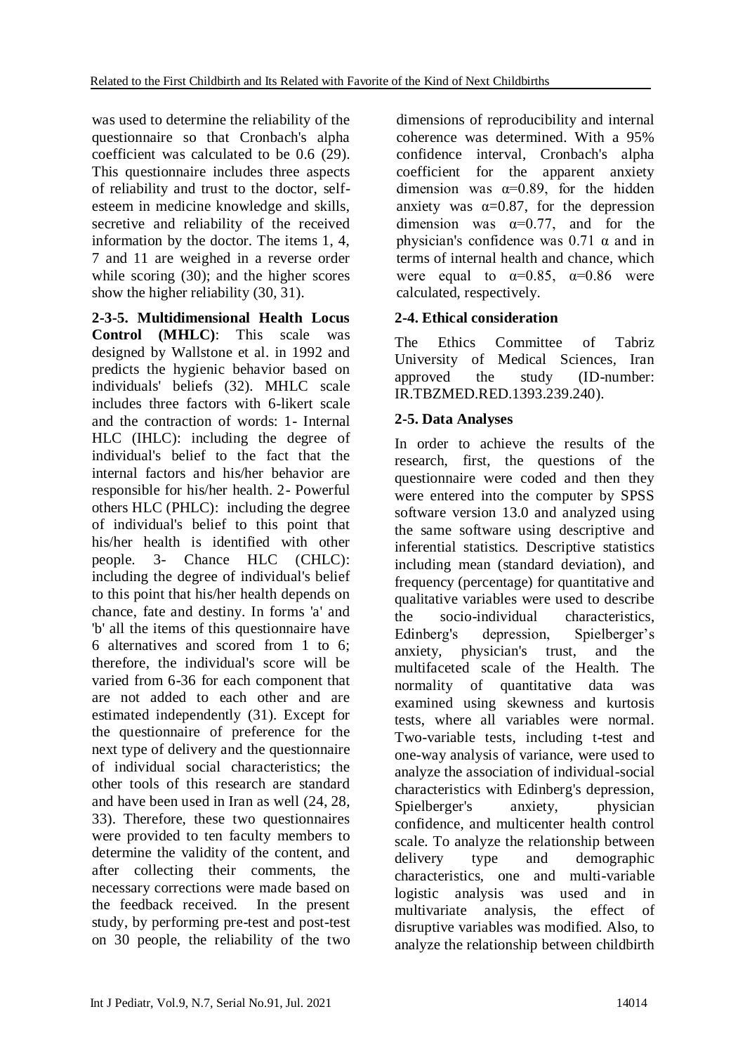was used to determine the reliability of the questionnaire so that Cronbach's alpha coefficient was calculated to be 0.6 (29). This questionnaire includes three aspects of reliability and trust to the doctor, self-esteem in medicine knowledge and skills, secretive and reliability of the received information by the doctor. The items 1, 4, 7 and 11 are weighed in a reverse order while scoring (30); and the higher scores show the higher reliability (30, 31).

**2-3-5. Multidimensional Health Locus Control (MHLC)**: This scale was designed by Wallstone et al. in 1992 and predicts the hygienic behavior based on individuals' beliefs (32). MHLC scale includes three factors with 6-likert scale and the contraction of words: 1- Internal HLC (IHLC): including the degree of individual's belief to the fact that the internal factors and his/her behavior are responsible for his/her health. 2- Powerful others HLC (PHLC): including the degree of individual's belief to this point that his/her health is identified with other people. 3- Chance HLC (CHLC): including the degree of individual's belief to this point that his/her health depends on chance, fate and destiny. In forms 'a' and 'b' all the items of this questionnaire have 6 alternatives and scored from 1 to 6; therefore, the individual's score will be varied from 6-36 for each component that are not added to each other and are estimated independently (31). Except for the questionnaire of preference for the next type of delivery and the questionnaire of individual social characteristics; the other tools of this research are standard and have been used in Iran as well (24, 28, 33). Therefore, these two questionnaires were provided to ten faculty members to determine the validity of the content, and after collecting their comments, the necessary corrections were made based on the feedback received. In the present study, by performing pre-test and post-test on 30 people, the reliability of the two dimensions of reproducibility and internal coherence was determined. With a 95% confidence interval, Cronbach's alpha coefficient for the apparent anxiety dimension was $\alpha$=0.89, for the hidden anxiety was $\alpha$=0.87, for the depression dimension was $\alpha$=0.77, and for the physician's confidence was 0.71 $\alpha$ and in terms of internal health and chance, which were equal to $\alpha$=0.85, $\alpha$=0.86 were calculated, respectively.

### 2-4. Ethical consideration

The Ethics Committee of Tabriz University of Medical Sciences, Iran approved the study (ID-number: IR.TBZMED.RED.1393.239.240).

### 2-5. Data Analyses

In order to achieve the results of the research, first, the questions of the questionnaire were coded and then they were entered into the computer by SPSS software version 13.0 and analyzed using the same software using descriptive and inferential statistics. Descriptive statistics including mean (standard deviation), and frequency (percentage) for quantitative and qualitative variables were used to describe the socio-individual characteristics, Edinberg's depression, Spielberger's anxiety, physician's trust, and the multifaceted scale of the Health. The normality of quantitative data was examined using skewness and kurtosis tests, where all variables were normal. Two-variable tests, including t-test and one-way analysis of variance, were used to analyze the association of individual-social characteristics with Edinberg's depression, Spielberger's anxiety, physician confidence, and multicenter health control scale. To analyze the relationship between delivery type and demographic characteristics, one and multi-variable logistic analysis was used and in multivariate analysis, the effect of disruptive variables was modified. Also, to analyze the relationship between childbirth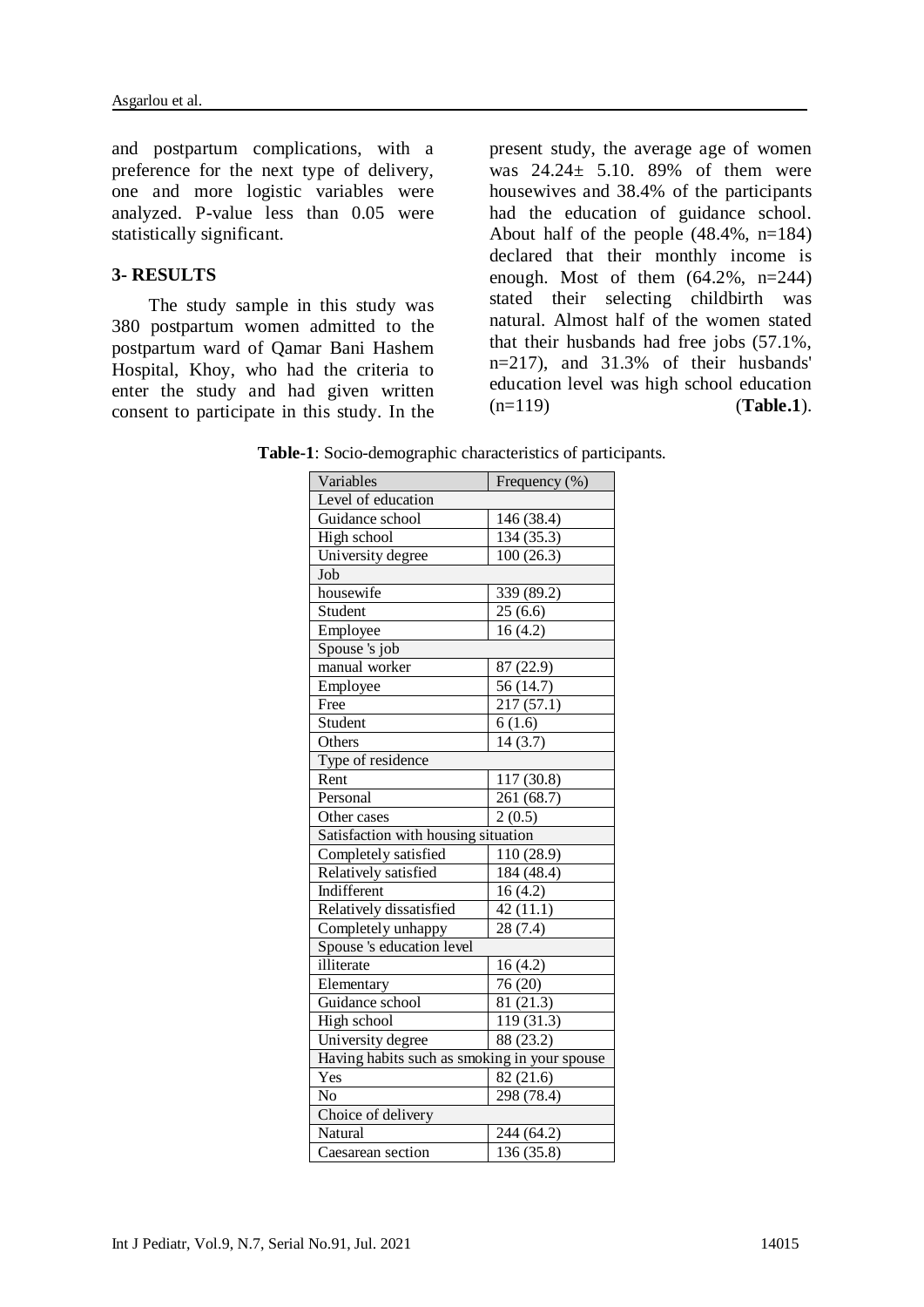and postpartum complications, with a preference for the next type of delivery, one and more logistic variables were analyzed. P-value less than 0.05 were statistically significant.

## 3- RESULTS

The study sample in this study was 380 postpartum women admitted to the postpartum ward of Qamar Bani Hashem Hospital, Khoy, who had the criteria to enter the study and had given written consent to participate in this study. In the present study, the average age of women was 24.24± 5.10. 89% of them were housewives and 38.4% of the participants had the education of guidance school. About half of the people (48.4%, n=184) declared that their monthly income is enough. Most of them (64.2%, n=244) stated their selecting childbirth was natural. Almost half of the women stated that their husbands had free jobs (57.1%, n=217), and 31.3% of their husbands' education level was high school education (n=119) (**Table.1**).

**Table-1**: Socio-demographic characteristics of participants.

| Variables | Frequency (%) |
|---|---|
| Level of education | |
| Guidance school | 146 (38.4) |
| High school | 134 (35.3) |
| University degree | 100 (26.3) |
| Job | |
| housewife | 339 (89.2) |
| Student | 25 (6.6) |
| Employee | 16 (4.2) |
| Spouse 's job | |
| manual worker | 87 (22.9) |
| Employee | 56 (14.7) |
| Free | 217 (57.1) |
| Student | 6 (1.6) |
| Others | 14 (3.7) |
| Type of residence | |
| Rent | 117 (30.8) |
| Personal | 261 (68.7) |
| Other cases | 2 (0.5) |
| Satisfaction with housing situation | |
| Completely satisfied | 110 (28.9) |
| Relatively satisfied | 184 (48.4) |
| Indifferent | 16 (4.2) |
| Relatively dissatisfied | 42 (11.1) |
| Completely unhappy | 28 (7.4) |
| Spouse 's education level | |
| illiterate | 16 (4.2) |
| Elementary | 76 (20) |
| Guidance school | 81 (21.3) |
| High school | 119 (31.3) |
| University degree | 88 (23.2) |
| Having habits such as smoking in your spouse | |
| Yes | 82 (21.6) |
| No | 298 (78.4) |
| Choice of delivery | |
| Natural | 244 (64.2) |
| Caesarean section | 136 (35.8) |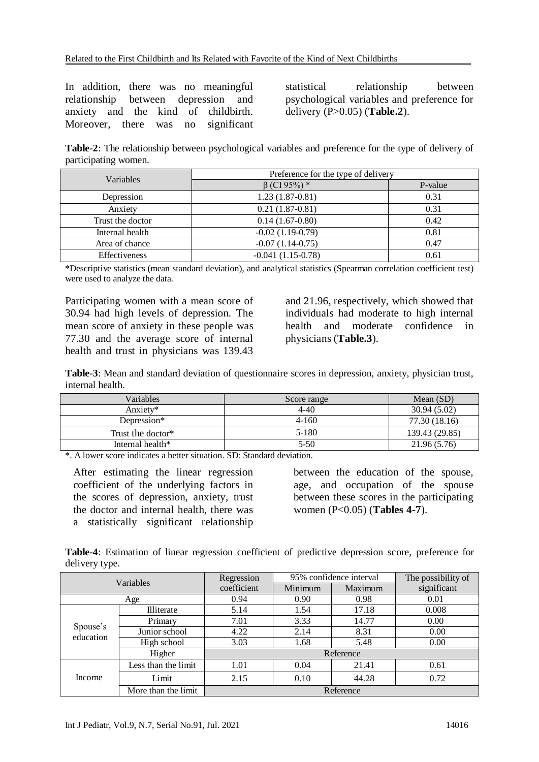In addition, there was no meaningful relationship between depression and anxiety and the kind of childbirth. Moreover, there was no significant statistical relationship between psychological variables and preference for delivery (P>0.05) (**Table.2**).

**Table-2**: The relationship between psychological variables and preference for the type of delivery of participating women.

| Variables | Preference for the type of delivery | |
|---|---|---|
| | β (CI 95%) * | P-value |
| Depression | 1.23 (1.87-0.81) | 0.31 |
| Anxiety | 0.21 (1.87-0.81) | 0.31 |
| Trust the doctor | 0.14 (1.67-0.80) | 0.42 |
| Internal health | -0.02 (1.19-0.79) | 0.81 |
| Area of chance | -0.07 (1.14-0.75) | 0.47 |
| Effectiveness | -0.041 (1.15-0.78) | 0.61 |

*Descriptive statistics (mean standard deviation), and analytical statistics (Spearman correlation coefficient test) were used to analyze the data.

Participating women with a mean score of 30.94 had high levels of depression. The mean score of anxiety in these people was 77.30 and the average score of internal health and trust in physicians was 139.43 and 21.96, respectively, which showed that individuals had moderate to high internal health and moderate confidence in physicians (**Table.3**).

**Table-3**: Mean and standard deviation of questionnaire scores in depression, anxiety, physician trust, internal health.

| Variables | Score range | Mean (SD) |
|---|---|---|
| Anxiety* | 4-40 | 30.94 (5.02) |
| Depression* | 4-160 | 77.30 (18.16) |
| Trust the doctor* | 5-180 | 139.43 (29.85) |
| Internal health* | 5-50 | 21.96 (5.76) |

*. A lower score indicates a better situation. SD: Standard deviation.

After estimating the linear regression coefficient of the underlying factors in the scores of depression, anxiety, trust the doctor and internal health, there was a statistically significant relationship between the education of the spouse, age, and occupation of the spouse between these scores in the participating women (P<0.05) (**Tables 4-7**).

**Table-4**: Estimation of linear regression coefficient of predictive depression score, preference for delivery type.

| Variables | | Regression coefficient | 95% confidence interval | | The possibility of significant |
|---|---|---|---|---|---|
| | | | Minimum | Maximum | |
| Age | | 0.94 | 0.90 | 0.98 | 0.01 |
| Spouse's education | Illiterate | 5.14 | 1.54 | 17.18 | 0.008 |
| | Primary | 7.01 | 3.33 | 14.77 | 0.00 |
| | Junior school | 4.22 | 2.14 | 8.31 | 0.00 |
| | High school | 3.03 | 1.68 | 5.48 | 0.00 |
| | Higher | Reference | | | |
| Income | Less than the limit | 1.01 | 0.04 | 21.41 | 0.61 |
| | Limit | 2.15 | 0.10 | 44.28 | 0.72 |
| | More than the limit | Reference | | | |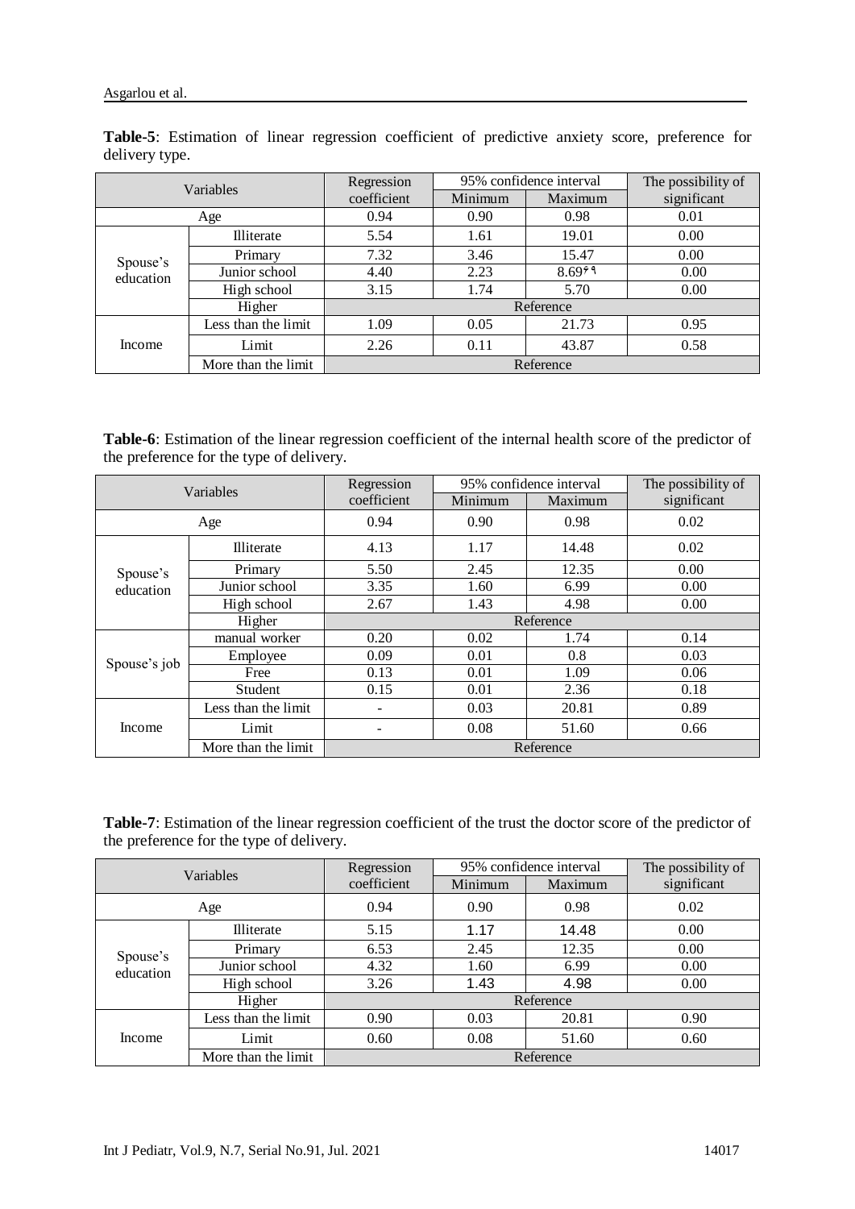**Table-5**: Estimation of linear regression coefficient of predictive anxiety score, preference for delivery type.

| Variables | | Regression coefficient | 95% confidence interval | | The possibility of significant |
|---|---|---|---|---|---|
| | | | Minimum | Maximum | |
| Age | | 0.94 | 0.90 | 0.98 | 0.01 |
| Spouse's education | Illiterate | 5.54 | 1.61 | 19.01 | 0.00 |
| | Primary | 7.32 | 3.46 | 15.47 | 0.00 |
| | Junior school | 4.40 | 2.23 | 8.69۶۹ | 0.00 |
| | High school | 3.15 | 1.74 | 5.70 | 0.00 |
| | Higher | Reference | | | |
| Income | Less than the limit | 1.09 | 0.05 | 21.73 | 0.95 |
| | Limit | 2.26 | 0.11 | 43.87 | 0.58 |
| | More than the limit | Reference | | | |

**Table-6**: Estimation of the linear regression coefficient of the internal health score of the predictor of the preference for the type of delivery.

| Variables | | Regression coefficient | 95% confidence interval | | The possibility of significant |
|---|---|---|---|---|---|
| | | | Minimum | Maximum | |
| Age | | 0.94 | 0.90 | 0.98 | 0.02 |
| Spouse's education | Illiterate | 4.13 | 1.17 | 14.48 | 0.02 |
| | Primary | 5.50 | 2.45 | 12.35 | 0.00 |
| | Junior school | 3.35 | 1.60 | 6.99 | 0.00 |
| | High school | 2.67 | 1.43 | 4.98 | 0.00 |
| | Higher | Reference | | | |
| Spouse's job | manual worker | 0.20 | 0.02 | 1.74 | 0.14 |
| | Employee | 0.09 | 0.01 | 0.8 | 0.03 |
| | Free | 0.13 | 0.01 | 1.09 | 0.06 |
| | Student | 0.15 | 0.01 | 2.36 | 0.18 |
| Income | Less than the limit | - | 0.03 | 20.81 | 0.89 |
| | Limit | - | 0.08 | 51.60 | 0.66 |
| | More than the limit | Reference | | | |

**Table-7**: Estimation of the linear regression coefficient of the trust the doctor score of the predictor of the preference for the type of delivery.

| Variables | | Regression coefficient | 95% confidence interval | | The possibility of significant |
|---|---|---|---|---|---|
| | | | Minimum | Maximum | |
| Age | | 0.94 | 0.90 | 0.98 | 0.02 |
| Spouse's education | Illiterate | 5.15 | 1.17 | 14.48 | 0.00 |
| | Primary | 6.53 | 2.45 | 12.35 | 0.00 |
| | Junior school | 4.32 | 1.60 | 6.99 | 0.00 |
| | High school | 3.26 | 1.43 | 4.98 | 0.00 |
| | Higher | Reference | | | |
| Income | Less than the limit | 0.90 | 0.03 | 20.81 | 0.90 |
| | Limit | 0.60 | 0.08 | 51.60 | 0.60 |
| | More than the limit | Reference | | | |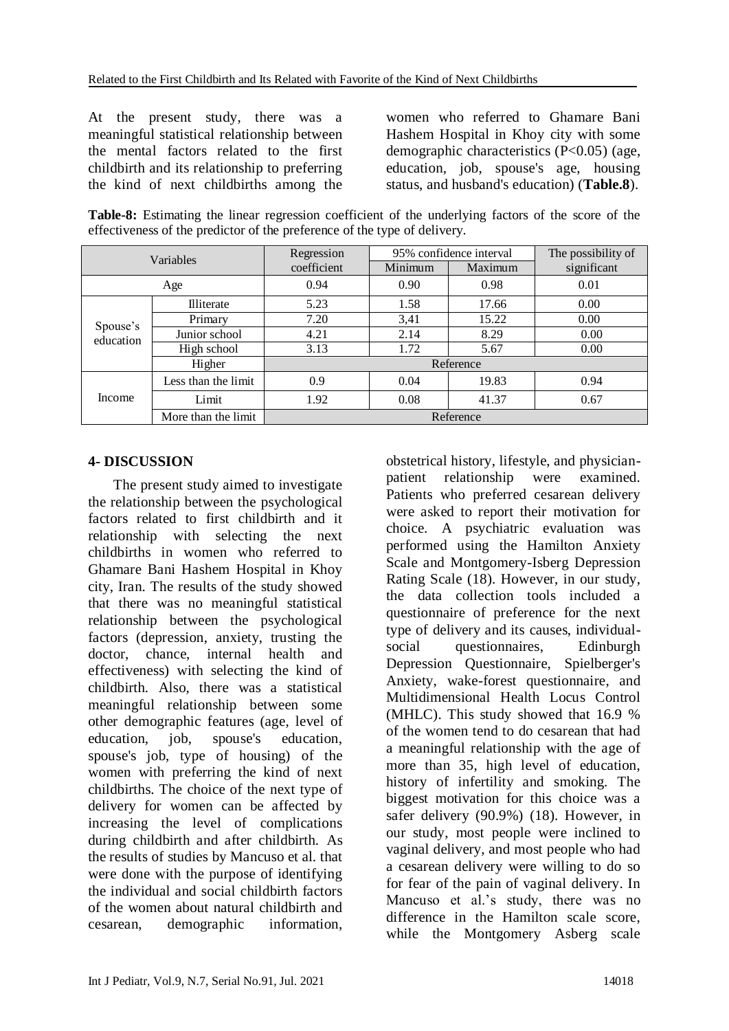At the present study, there was a meaningful statistical relationship between the mental factors related to the first childbirth and its relationship to preferring the kind of next childbirths among the women who referred to Ghamare Bani Hashem Hospital in Khoy city with some demographic characteristics ($P<0.05$) (age, education, job, spouse's age, housing status, and husband's education) (**Table.8**).

**Table-8:** Estimating the linear regression coefficient of the underlying factors of the score of the effectiveness of the predictor of the preference of the type of delivery.

| Variables | | Regression coefficient | 95% confidence interval | | The possibility of significant |
|---|---|---|---|---|---|
| | | | Minimum | Maximum | |
| Age | | 0.94 | 0.90 | 0.98 | 0.01 |
| Spouse's education | Illiterate | 5.23 | 1.58 | 17.66 | 0.00 |
| | Primary | 7.20 | 3,41 | 15.22 | 0.00 |
| | Junior school | 4.21 | 2.14 | 8.29 | 0.00 |
| | High school | 3.13 | 1.72 | 5.67 | 0.00 |
| | Higher | Reference | | | |
| Income | Less than the limit | 0.9 | 0.04 | 19.83 | 0.94 |
| | Limit | 1.92 | 0.08 | 41.37 | 0.67 |
| | More than the limit | Reference | | | |

## 4- DISCUSSION

The present study aimed to investigate the relationship between the psychological factors related to first childbirth and it relationship with selecting the next childbirths in women who referred to Ghamare Bani Hashem Hospital in Khoy city, Iran. The results of the study showed that there was no meaningful statistical relationship between the psychological factors (depression, anxiety, trusting the doctor, chance, internal health and effectiveness) with selecting the kind of childbirth. Also, there was a statistical meaningful relationship between some other demographic features (age, level of education, job, spouse's education, spouse's job, type of housing) of the women with preferring the kind of next childbirths. The choice of the next type of delivery for women can be affected by increasing the level of complications during childbirth and after childbirth. As the results of studies by Mancuso et al. that were done with the purpose of identifying the individual and social childbirth factors of the women about natural childbirth and cesarean, demographic information, obstetrical history, lifestyle, and physician-patient relationship were examined. Patients who preferred cesarean delivery were asked to report their motivation for choice. A psychiatric evaluation was performed using the Hamilton Anxiety Scale and Montgomery-Isberg Depression Rating Scale (18). However, in our study, the data collection tools included a questionnaire of preference for the next type of delivery and its causes, individual-social questionnaires, Edinburgh Depression Questionnaire, Spielberger's Anxiety, wake-forest questionnaire, and Multidimensional Health Locus Control (MHLC). This study showed that 16.9 % of the women tend to do cesarean that had a meaningful relationship with the age of more than 35, high level of education, history of infertility and smoking. The biggest motivation for this choice was a safer delivery (90.9%) (18). However, in our study, most people were inclined to vaginal delivery, and most people who had a cesarean delivery were willing to do so for fear of the pain of vaginal delivery. In Mancuso et al.'s study, there was no difference in the Hamilton scale score, while the Montgomery Asberg scale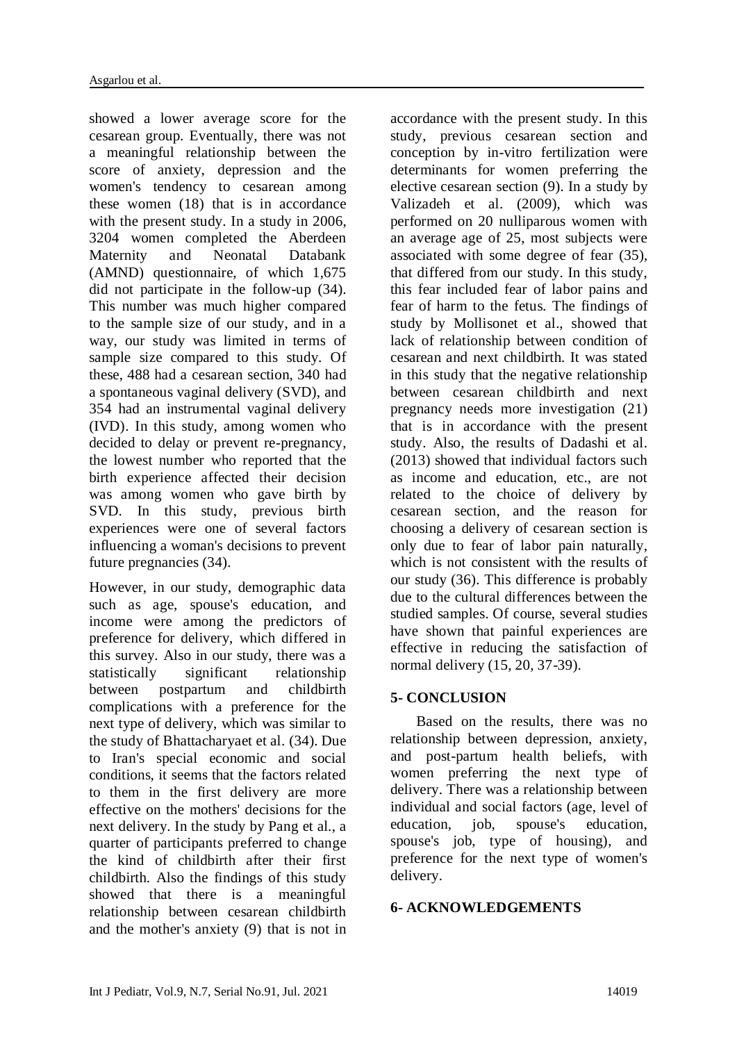showed a lower average score for the cesarean group. Eventually, there was not a meaningful relationship between the score of anxiety, depression and the women's tendency to cesarean among these women (18) that is in accordance with the present study. In a study in 2006, 3204 women completed the Aberdeen Maternity and Neonatal Databank (AMND) questionnaire, of which 1,675 did not participate in the follow-up (34). This number was much higher compared to the sample size of our study, and in a way, our study was limited in terms of sample size compared to this study. Of these, 488 had a cesarean section, 340 had a spontaneous vaginal delivery (SVD), and 354 had an instrumental vaginal delivery (IVD). In this study, among women who decided to delay or prevent re-pregnancy, the lowest number who reported that the birth experience affected their decision was among women who gave birth by SVD. In this study, previous birth experiences were one of several factors influencing a woman's decisions to prevent future pregnancies (34).

However, in our study, demographic data such as age, spouse's education, and income were among the predictors of preference for delivery, which differed in this survey. Also in our study, there was a statistically significant relationship between postpartum and childbirth complications with a preference for the next type of delivery, which was similar to the study of Bhattacharyaet et al. (34). Due to Iran's special economic and social conditions, it seems that the factors related to them in the first delivery are more effective on the mothers' decisions for the next delivery. In the study by Pang et al., a quarter of participants preferred to change the kind of childbirth after their first childbirth. Also the findings of this study showed that there is a meaningful relationship between cesarean childbirth and the mother's anxiety (9) that is not in accordance with the present study. In this study, previous cesarean section and conception by in-vitro fertilization were determinants for women preferring the elective cesarean section (9). In a study by Valizadeh et al. (2009), which was performed on 20 nulliparous women with an average age of 25, most subjects were associated with some degree of fear (35), that differed from our study. In this study, this fear included fear of labor pains and fear of harm to the fetus. The findings of study by Mollisonet et al., showed that lack of relationship between condition of cesarean and next childbirth. It was stated in this study that the negative relationship between cesarean childbirth and next pregnancy needs more investigation (21) that is in accordance with the present study. Also, the results of Dadashi et al. (2013) showed that individual factors such as income and education, etc., are not related to the choice of delivery by cesarean section, and the reason for choosing a delivery of cesarean section is only due to fear of labor pain naturally, which is not consistent with the results of our study (36). This difference is probably due to the cultural differences between the studied samples. Of course, several studies have shown that painful experiences are effective in reducing the satisfaction of normal delivery (15, 20, 37-39).

## 5- CONCLUSION

Based on the results, there was no relationship between depression, anxiety, and post-partum health beliefs, with women preferring the next type of delivery. There was a relationship between individual and social factors (age, level of education, job, spouse's education, spouse's job, type of housing), and preference for the next type of women's delivery.

## 6- ACKNOWLEDGEMENTS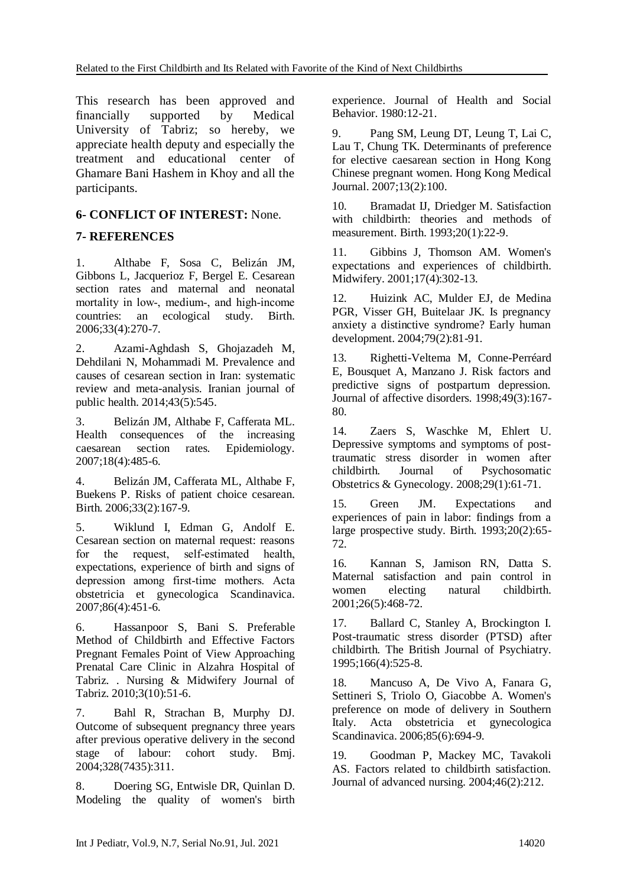This research has been approved and financially supported by Medical University of Tabriz; so hereby, we appreciate health deputy and especially the treatment and educational center of Ghamare Bani Hashem in Khoy and all the participants.

## 6- CONFLICT OF INTEREST: None.

## 7- REFERENCES

1. Althabe F, Sosa C, Belizán JM, Gibbons L, Jacquerioz F, Bergel E. Cesarean section rates and maternal and neonatal mortality in low-, medium-, and high-income countries: an ecological study. Birth. 2006;33(4):270-7.

2. Azami-Aghdash S, Ghojazadeh M, Dehdilani N, Mohammadi M. Prevalence and causes of cesarean section in Iran: systematic review and meta-analysis. Iranian journal of public health. 2014;43(5):545.

3. Belizán JM, Althabe F, Cafferata ML. Health consequences of the increasing caesarean section rates. Epidemiology. 2007;18(4):485-6.

4. Belizán JM, Cafferata ML, Althabe F, Buekens P. Risks of patient choice cesarean. Birth. 2006;33(2):167-9.

5. Wiklund I, Edman G, Andolf E. Cesarean section on maternal request: reasons for the request, self-estimated health, expectations, experience of birth and signs of depression among first-time mothers. Acta obstetricia et gynecologica Scandinavica. 2007;86(4):451-6.

6. Hassanpoor S, Bani S. Preferable Method of Childbirth and Effective Factors Pregnant Females Point of View Approaching Prenatal Care Clinic in Alzahra Hospital of Tabriz. . Nursing & Midwifery Journal of Tabriz. 2010;3(10):51-6.

7. Bahl R, Strachan B, Murphy DJ. Outcome of subsequent pregnancy three years after previous operative delivery in the second stage of labour: cohort study. Bmj. 2004;328(7435):311.

8. Doering SG, Entwisle DR, Quinlan D. Modeling the quality of women's birth experience. Journal of Health and Social Behavior. 1980:12-21.

9. Pang SM, Leung DT, Leung T, Lai C, Lau T, Chung TK. Determinants of preference for elective caesarean section in Hong Kong Chinese pregnant women. Hong Kong Medical Journal. 2007;13(2):100.

10. Bramadat IJ, Driedger M. Satisfaction with childbirth: theories and methods of measurement. Birth. 1993;20(1):22-9.

11. Gibbins J, Thomson AM. Women's expectations and experiences of childbirth. Midwifery. 2001;17(4):302-13.

12. Huizink AC, Mulder EJ, de Medina PGR, Visser GH, Buitelaar JK. Is pregnancy anxiety a distinctive syndrome? Early human development. 2004;79(2):81-91.

13. Righetti-Veltema M, Conne-Perréard E, Bousquet A, Manzano J. Risk factors and predictive signs of postpartum depression. Journal of affective disorders. 1998;49(3):167-80.

14. Zaers S, Waschke M, Ehlert U. Depressive symptoms and symptoms of post-traumatic stress disorder in women after childbirth. Journal of Psychosomatic Obstetrics & Gynecology. 2008;29(1):61-71.

15. Green JM. Expectations and experiences of pain in labor: findings from a large prospective study. Birth. 1993;20(2):65-72.

16. Kannan S, Jamison RN, Datta S. Maternal satisfaction and pain control in women electing natural childbirth. 2001;26(5):468-72.

17. Ballard C, Stanley A, Brockington I. Post-traumatic stress disorder (PTSD) after childbirth. The British Journal of Psychiatry. 1995;166(4):525-8.

18. Mancuso A, De Vivo A, Fanara G, Settineri S, Triolo O, Giacobbe A. Women's preference on mode of delivery in Southern Italy. Acta obstetricia et gynecologica Scandinavica. 2006;85(6):694-9.

19. Goodman P, Mackey MC, Tavakoli AS. Factors related to childbirth satisfaction. Journal of advanced nursing. 2004;46(2):212.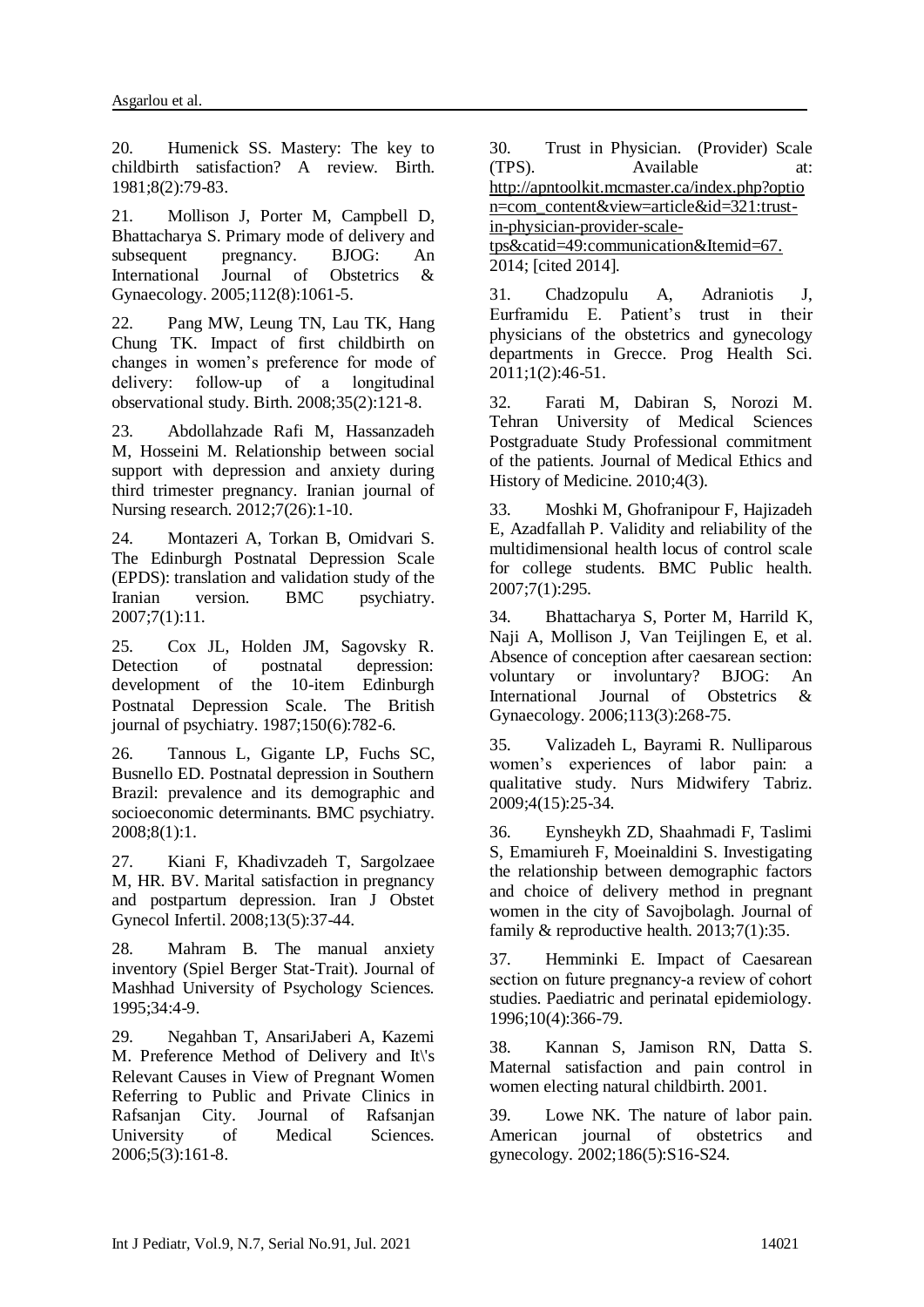20. Humenick SS. Mastery: The key to childbirth satisfaction? A review. Birth. 1981;8(2):79-83.

21. Mollison J, Porter M, Campbell D, Bhattacharya S. Primary mode of delivery and subsequent pregnancy. BJOG: An International Journal of Obstetrics & Gynaecology. 2005;112(8):1061-5.

22. Pang MW, Leung TN, Lau TK, Hang Chung TK. Impact of first childbirth on changes in women's preference for mode of delivery: follow-up of a longitudinal observational study. Birth. 2008;35(2):121-8.

23. Abdollahzade Rafi M, Hassanzadeh M, Hosseini M. Relationship between social support with depression and anxiety during third trimester pregnancy. Iranian journal of Nursing research. 2012;7(26):1-10.

24. Montazeri A, Torkan B, Omidvari S. The Edinburgh Postnatal Depression Scale (EPDS): translation and validation study of the Iranian version. BMC psychiatry. 2007;7(1):11.

25. Cox JL, Holden JM, Sagovsky R. Detection of postnatal depression: development of the 10-item Edinburgh Postnatal Depression Scale. The British journal of psychiatry. 1987;150(6):782-6.

26. Tannous L, Gigante LP, Fuchs SC, Busnello ED. Postnatal depression in Southern Brazil: prevalence and its demographic and socioeconomic determinants. BMC psychiatry. 2008;8(1):1.

27. Kiani F, Khadivzadeh T, Sargolzaee M, HR. BV. Marital satisfaction in pregnancy and postpartum depression. Iran J Obstet Gynecol Infertil. 2008;13(5):37-44.

28. Mahram B. The manual anxiety inventory (Spiel Berger Stat-Trait). Journal of Mashhad University of Psychology Sciences. 1995;34:4-9.

29. Negahban T, AnsariJaberi A, Kazemi M. Preference Method of Delivery and It\'s Relevant Causes in View of Pregnant Women Referring to Public and Private Clinics in Rafsanjan City. Journal of Rafsanjan University of Medical Sciences. 2006;5(3):161-8.

30. Trust in Physician. (Provider) Scale (TPS). Available at: http://apntoolkit.mcmaster.ca/index.php?option=com_content&view=article&id=321:trust-in-physician-provider-scale-tps&catid=49:communication&Itemid=67. 2014; [cited 2014].

31. Chadzopulu A, Adraniotis J, Eurframidu E. Patient's trust in their physicians of the obstetrics and gynecology departments in Grecce. Prog Health Sci. 2011;1(2):46-51.

32. Farati M, Dabiran S, Norozi M. Tehran University of Medical Sciences Postgraduate Study Professional commitment of the patients. Journal of Medical Ethics and History of Medicine. 2010;4(3).

33. Moshki M, Ghofranipour F, Hajizadeh E, Azadfallah P. Validity and reliability of the multidimensional health locus of control scale for college students. BMC Public health. 2007;7(1):295.

34. Bhattacharya S, Porter M, Harrild K, Naji A, Mollison J, Van Teijlingen E, et al. Absence of conception after caesarean section: voluntary or involuntary? BJOG: An International Journal of Obstetrics & Gynaecology. 2006;113(3):268-75.

35. Valizadeh L, Bayrami R. Nulliparous women's experiences of labor pain: a qualitative study. Nurs Midwifery Tabriz. 2009;4(15):25-34.

36. Eynsheykh ZD, Shaahmadi F, Taslimi S, Emamiureh F, Moeinaldini S. Investigating the relationship between demographic factors and choice of delivery method in pregnant women in the city of Savojbolagh. Journal of family & reproductive health. 2013;7(1):35.

37. Hemminki E. Impact of Caesarean section on future pregnancy-a review of cohort studies. Paediatric and perinatal epidemiology. 1996;10(4):366-79.

38. Kannan S, Jamison RN, Datta S. Maternal satisfaction and pain control in women electing natural childbirth. 2001.

39. Lowe NK. The nature of labor pain. American journal of obstetrics and gynecology. 2002;186(5):S16-S24.